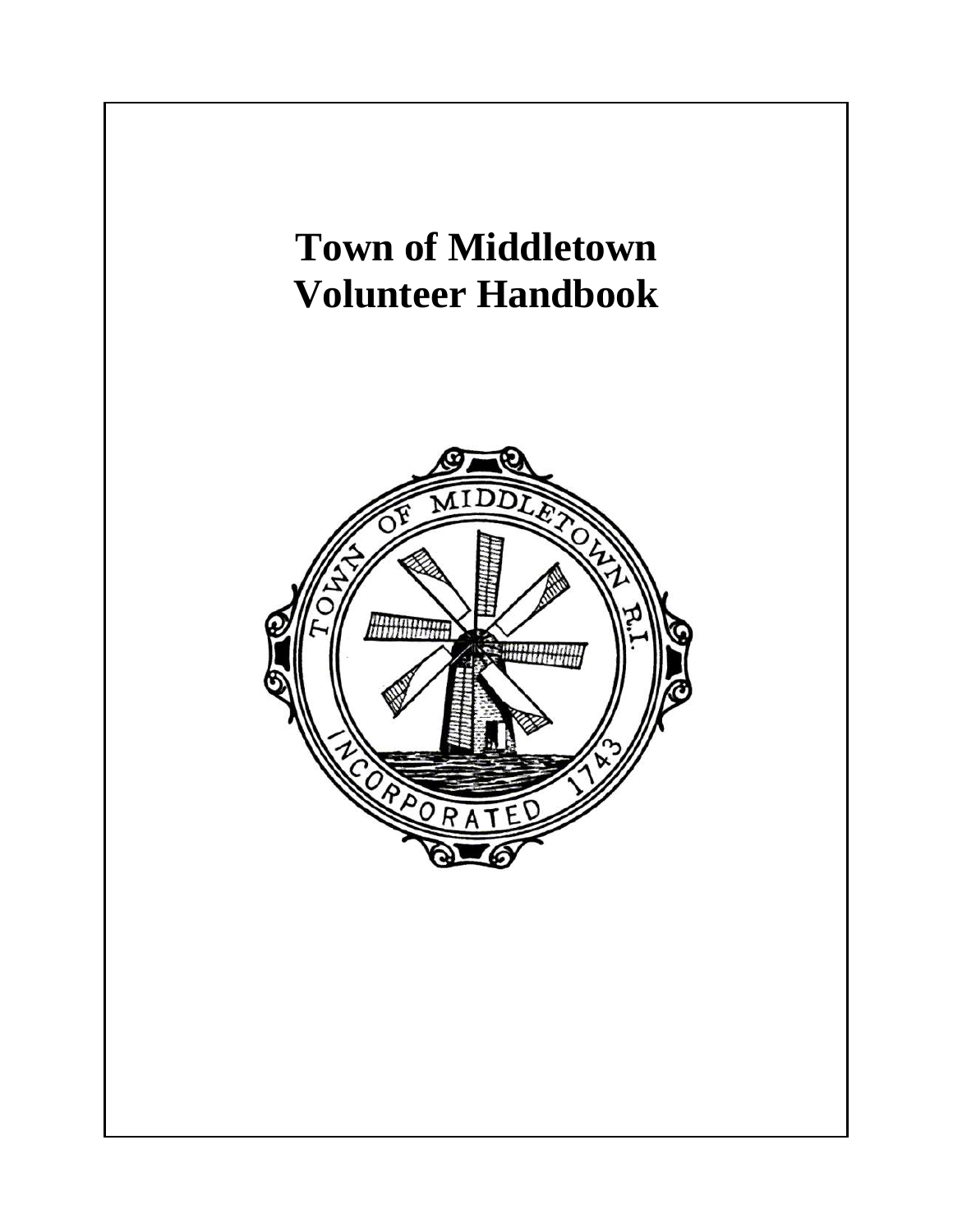# Town of Middletown Volunteer Handbook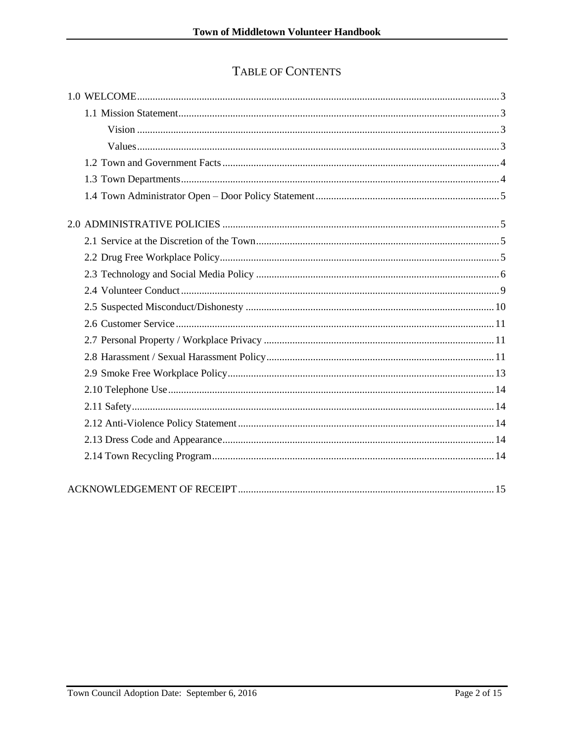# TABLE OF CONTENTS

1.0 WELCOME ... 3
- 1.1 Mission Statement ... 3
  - Vision ... 3
  - Values ... 3
- 1.2 Town and Government Facts ... 4
- 1.3 Town Departments ... 4
- 1.4 Town Administrator Open – Door Policy Statement ... 5

2.0 ADMINISTRATIVE POLICIES ... 5
- 2.1 Service at the Discretion of the Town ... 5
- 2.2 Drug Free Workplace Policy ... 5
- 2.3 Technology and Social Media Policy ... 6
- 2.4 Volunteer Conduct ... 9
- 2.5 Suspected Misconduct/Dishonesty ... 10
- 2.6 Customer Service ... 11
- 2.7 Personal Property / Workplace Privacy ... 11
- 2.8 Harassment / Sexual Harassment Policy ... 11
- 2.9 Smoke Free Workplace Policy ... 13
- 2.10 Telephone Use ... 14
- 2.11 Safety ... 14
- 2.12 Anti-Violence Policy Statement ... 14
- 2.13 Dress Code and Appearance ... 14
- 2.14 Town Recycling Program ... 14

ACKNOWLEDGEMENT OF RECEIPT ... 15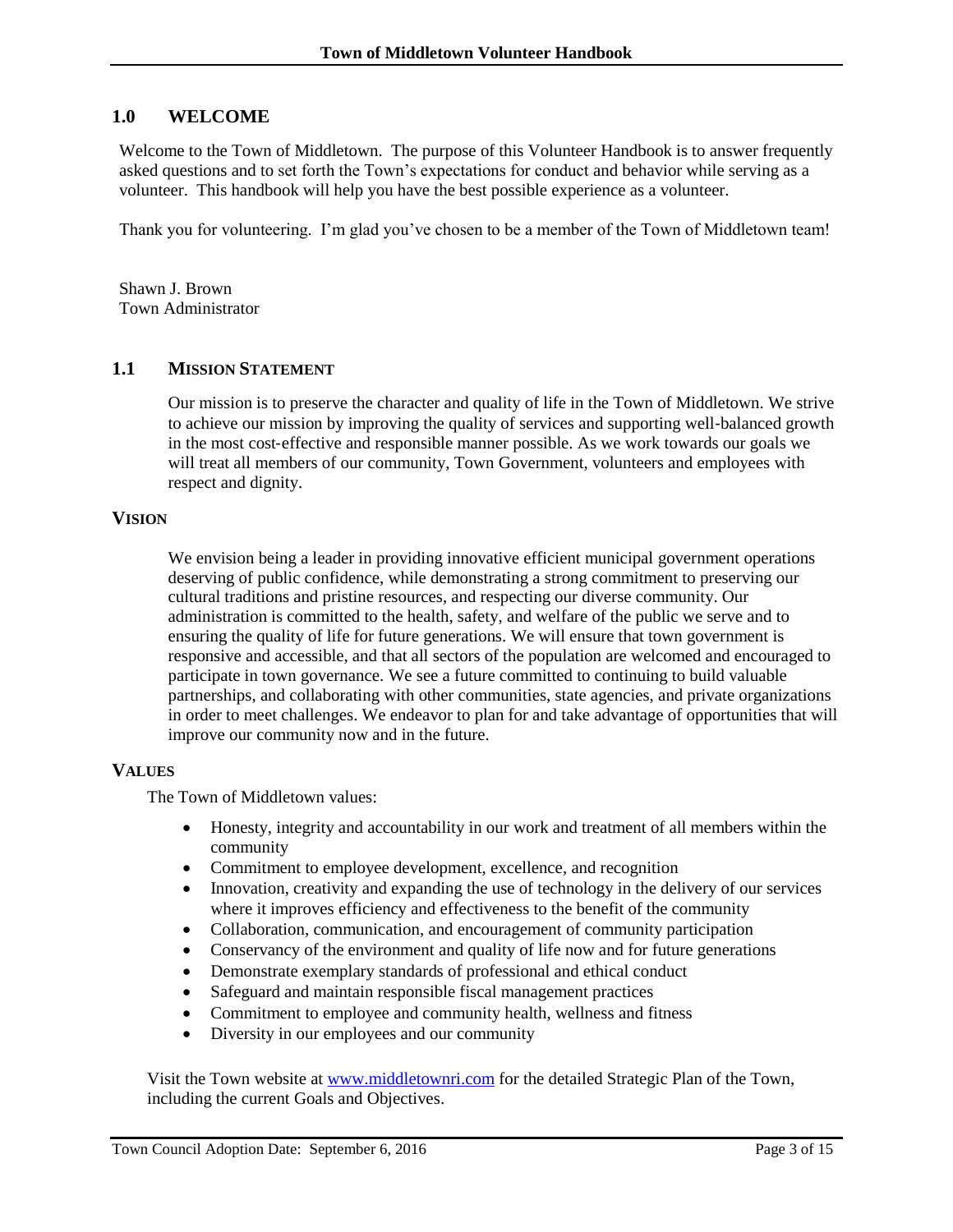## 1.0 WELCOME

Welcome to the Town of Middletown. The purpose of this Volunteer Handbook is to answer frequently asked questions and to set forth the Town's expectations for conduct and behavior while serving as a volunteer. This handbook will help you have the best possible experience as a volunteer.

Thank you for volunteering. I'm glad you've chosen to be a member of the Town of Middletown team!

Shawn J. Brown
Town Administrator

## 1.1 MISSION STATEMENT

Our mission is to preserve the character and quality of life in the Town of Middletown. We strive to achieve our mission by improving the quality of services and supporting well-balanced growth in the most cost-effective and responsible manner possible. As we work towards our goals we will treat all members of our community, Town Government, volunteers and employees with respect and dignity.

### VISION

We envision being a leader in providing innovative efficient municipal government operations deserving of public confidence, while demonstrating a strong commitment to preserving our cultural traditions and pristine resources, and respecting our diverse community. Our administration is committed to the health, safety, and welfare of the public we serve and to ensuring the quality of life for future generations. We will ensure that town government is responsive and accessible, and that all sectors of the population are welcomed and encouraged to participate in town governance. We see a future committed to continuing to build valuable partnerships, and collaborating with other communities, state agencies, and private organizations in order to meet challenges. We endeavor to plan for and take advantage of opportunities that will improve our community now and in the future.

### VALUES

The Town of Middletown values:

- Honesty, integrity and accountability in our work and treatment of all members within the community
- Commitment to employee development, excellence, and recognition
- Innovation, creativity and expanding the use of technology in the delivery of our services where it improves efficiency and effectiveness to the benefit of the community
- Collaboration, communication, and encouragement of community participation
- Conservancy of the environment and quality of life now and for future generations
- Demonstrate exemplary standards of professional and ethical conduct
- Safeguard and maintain responsible fiscal management practices
- Commitment to employee and community health, wellness and fitness
- Diversity in our employees and our community

Visit the Town website at [www.middletownri.com](http://www.middletownri.com) for the detailed Strategic Plan of the Town, including the current Goals and Objectives.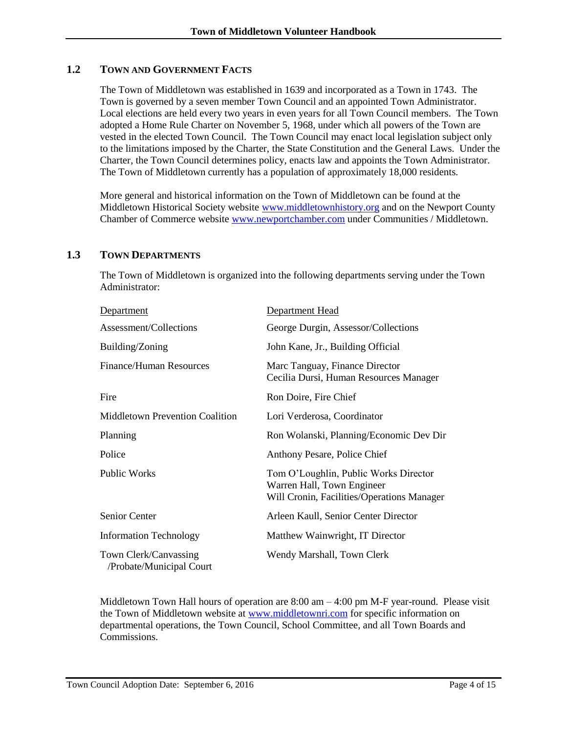## 1.2 TOWN AND GOVERNMENT FACTS

The Town of Middletown was established in 1639 and incorporated as a Town in 1743. The Town is governed by a seven member Town Council and an appointed Town Administrator. Local elections are held every two years in even years for all Town Council members. The Town adopted a Home Rule Charter on November 5, 1968, under which all powers of the Town are vested in the elected Town Council. The Town Council may enact local legislation subject only to the limitations imposed by the Charter, the State Constitution and the General Laws. Under the Charter, the Town Council determines policy, enacts law and appoints the Town Administrator. The Town of Middletown currently has a population of approximately 18,000 residents.

More general and historical information on the Town of Middletown can be found at the Middletown Historical Society website www.middletownhistory.org and on the Newport County Chamber of Commerce website www.newportchamber.com under Communities / Middletown.

## 1.3 TOWN DEPARTMENTS

The Town of Middletown is organized into the following departments serving under the Town Administrator:

| Department | Department Head |
|---|---|
| Assessment/Collections | George Durgin, Assessor/Collections |
| Building/Zoning | John Kane, Jr., Building Official |
| Finance/Human Resources | Marc Tanguay, Finance Director<br>Cecilia Dursi, Human Resources Manager |
| Fire | Ron Doire, Fire Chief |
| Middletown Prevention Coalition | Lori Verderosa, Coordinator |
| Planning | Ron Wolanski, Planning/Economic Dev Dir |
| Police | Anthony Pesare, Police Chief |
| Public Works | Tom O'Loughlin, Public Works Director<br>Warren Hall, Town Engineer<br>Will Cronin, Facilities/Operations Manager |
| Senior Center | Arleen Kaull, Senior Center Director |
| Information Technology | Matthew Wainwright, IT Director |
| Town Clerk/Canvassing /Probate/Municipal Court | Wendy Marshall, Town Clerk |

Middletown Town Hall hours of operation are 8:00 am – 4:00 pm M-F year-round. Please visit the Town of Middletown website at www.middletownri.com for specific information on departmental operations, the Town Council, School Committee, and all Town Boards and Commissions.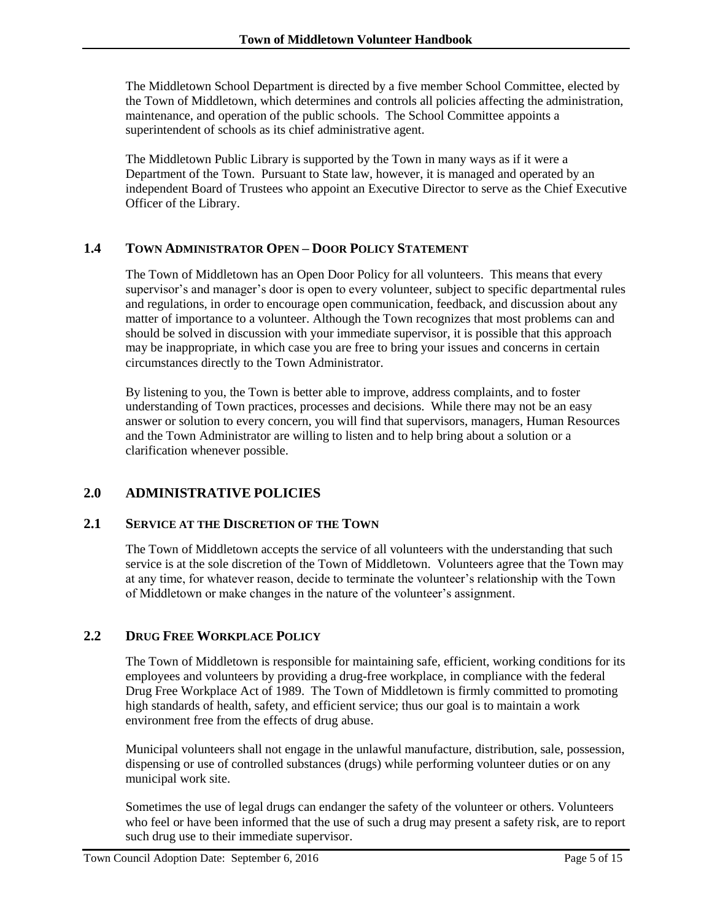The Middletown School Department is directed by a five member School Committee, elected by the Town of Middletown, which determines and controls all policies affecting the administration, maintenance, and operation of the public schools. The School Committee appoints a superintendent of schools as its chief administrative agent.

The Middletown Public Library is supported by the Town in many ways as if it were a Department of the Town. Pursuant to State law, however, it is managed and operated by an independent Board of Trustees who appoint an Executive Director to serve as the Chief Executive Officer of the Library.

### 1.4 TOWN ADMINISTRATOR OPEN – DOOR POLICY STATEMENT

The Town of Middletown has an Open Door Policy for all volunteers. This means that every supervisor's and manager's door is open to every volunteer, subject to specific departmental rules and regulations, in order to encourage open communication, feedback, and discussion about any matter of importance to a volunteer. Although the Town recognizes that most problems can and should be solved in discussion with your immediate supervisor, it is possible that this approach may be inappropriate, in which case you are free to bring your issues and concerns in certain circumstances directly to the Town Administrator.

By listening to you, the Town is better able to improve, address complaints, and to foster understanding of Town practices, processes and decisions. While there may not be an easy answer or solution to every concern, you will find that supervisors, managers, Human Resources and the Town Administrator are willing to listen and to help bring about a solution or a clarification whenever possible.

## 2.0 ADMINISTRATIVE POLICIES

### 2.1 SERVICE AT THE DISCRETION OF THE TOWN

The Town of Middletown accepts the service of all volunteers with the understanding that such service is at the sole discretion of the Town of Middletown. Volunteers agree that the Town may at any time, for whatever reason, decide to terminate the volunteer's relationship with the Town of Middletown or make changes in the nature of the volunteer's assignment.

### 2.2 DRUG FREE WORKPLACE POLICY

The Town of Middletown is responsible for maintaining safe, efficient, working conditions for its employees and volunteers by providing a drug-free workplace, in compliance with the federal Drug Free Workplace Act of 1989. The Town of Middletown is firmly committed to promoting high standards of health, safety, and efficient service; thus our goal is to maintain a work environment free from the effects of drug abuse.

Municipal volunteers shall not engage in the unlawful manufacture, distribution, sale, possession, dispensing or use of controlled substances (drugs) while performing volunteer duties or on any municipal work site.

Sometimes the use of legal drugs can endanger the safety of the volunteer or others. Volunteers who feel or have been informed that the use of such a drug may present a safety risk, are to report such drug use to their immediate supervisor.

Town Council Adoption Date: September 6, 2016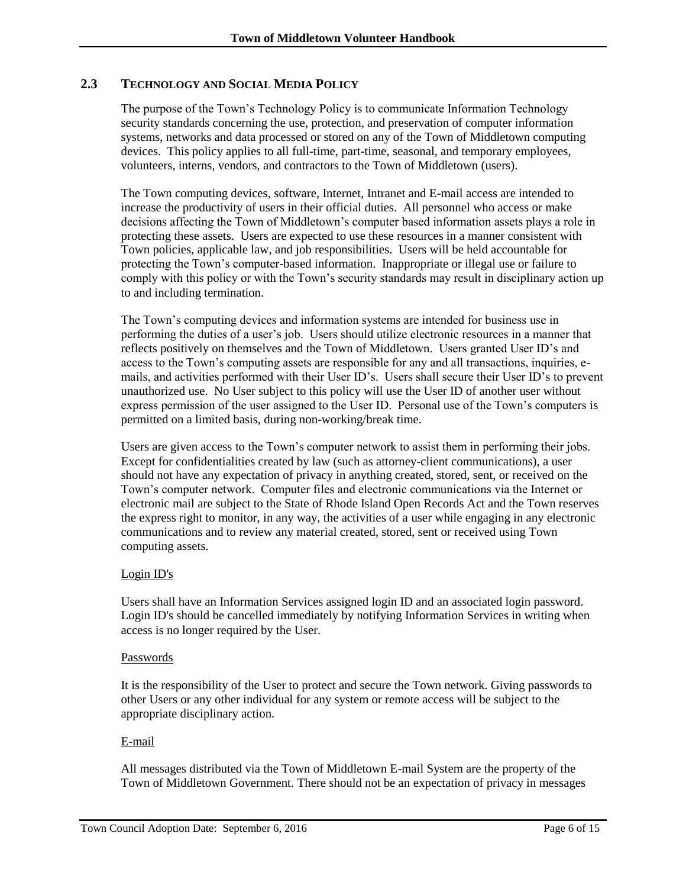## 2.3 TECHNOLOGY AND SOCIAL MEDIA POLICY

The purpose of the Town's Technology Policy is to communicate Information Technology security standards concerning the use, protection, and preservation of computer information systems, networks and data processed or stored on any of the Town of Middletown computing devices. This policy applies to all full-time, part-time, seasonal, and temporary employees, volunteers, interns, vendors, and contractors to the Town of Middletown (users).

The Town computing devices, software, Internet, Intranet and E-mail access are intended to increase the productivity of users in their official duties. All personnel who access or make decisions affecting the Town of Middletown's computer based information assets plays a role in protecting these assets. Users are expected to use these resources in a manner consistent with Town policies, applicable law, and job responsibilities. Users will be held accountable for protecting the Town's computer-based information. Inappropriate or illegal use or failure to comply with this policy or with the Town's security standards may result in disciplinary action up to and including termination.

The Town's computing devices and information systems are intended for business use in performing the duties of a user's job. Users should utilize electronic resources in a manner that reflects positively on themselves and the Town of Middletown. Users granted User ID's and access to the Town's computing assets are responsible for any and all transactions, inquiries, e-mails, and activities performed with their User ID's. Users shall secure their User ID's to prevent unauthorized use. No User subject to this policy will use the User ID of another user without express permission of the user assigned to the User ID. Personal use of the Town's computers is permitted on a limited basis, during non-working/break time.

Users are given access to the Town's computer network to assist them in performing their jobs. Except for confidentialities created by law (such as attorney-client communications), a user should not have any expectation of privacy in anything created, stored, sent, or received on the Town's computer network. Computer files and electronic communications via the Internet or electronic mail are subject to the State of Rhode Island Open Records Act and the Town reserves the express right to monitor, in any way, the activities of a user while engaging in any electronic communications and to review any material created, stored, sent or received using Town computing assets.

Login ID's

Users shall have an Information Services assigned login ID and an associated login password. Login ID's should be cancelled immediately by notifying Information Services in writing when access is no longer required by the User.

Passwords

It is the responsibility of the User to protect and secure the Town network. Giving passwords to other Users or any other individual for any system or remote access will be subject to the appropriate disciplinary action.

E-mail

All messages distributed via the Town of Middletown E-mail System are the property of the Town of Middletown Government. There should not be an expectation of privacy in messages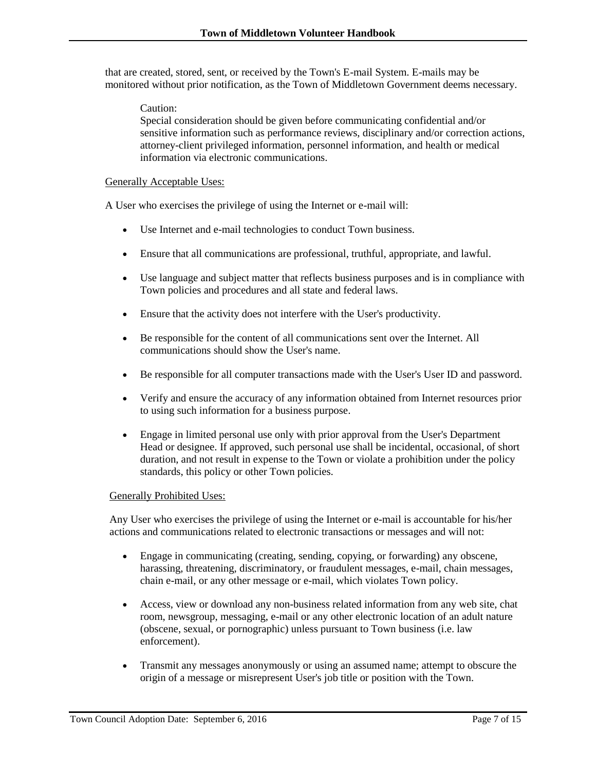that are created, stored, sent, or received by the Town's E-mail System. E-mails may be monitored without prior notification, as the Town of Middletown Government deems necessary.

> Caution:
> Special consideration should be given before communicating confidential and/or sensitive information such as performance reviews, disciplinary and/or correction actions, attorney-client privileged information, personnel information, and health or medical information via electronic communications.

Generally Acceptable Uses:

A User who exercises the privilege of using the Internet or e-mail will:

- Use Internet and e-mail technologies to conduct Town business.
- Ensure that all communications are professional, truthful, appropriate, and lawful.
- Use language and subject matter that reflects business purposes and is in compliance with Town policies and procedures and all state and federal laws.
- Ensure that the activity does not interfere with the User's productivity.
- Be responsible for the content of all communications sent over the Internet. All communications should show the User's name.
- Be responsible for all computer transactions made with the User's User ID and password.
- Verify and ensure the accuracy of any information obtained from Internet resources prior to using such information for a business purpose.
- Engage in limited personal use only with prior approval from the User's Department Head or designee. If approved, such personal use shall be incidental, occasional, of short duration, and not result in expense to the Town or violate a prohibition under the policy standards, this policy or other Town policies.

Generally Prohibited Uses:

Any User who exercises the privilege of using the Internet or e-mail is accountable for his/her actions and communications related to electronic transactions or messages and will not:

- Engage in communicating (creating, sending, copying, or forwarding) any obscene, harassing, threatening, discriminatory, or fraudulent messages, e-mail, chain messages, chain e-mail, or any other message or e-mail, which violates Town policy.
- Access, view or download any non-business related information from any web site, chat room, newsgroup, messaging, e-mail or any other electronic location of an adult nature (obscene, sexual, or pornographic) unless pursuant to Town business (i.e. law enforcement).
- Transmit any messages anonymously or using an assumed name; attempt to obscure the origin of a message or misrepresent User's job title or position with the Town.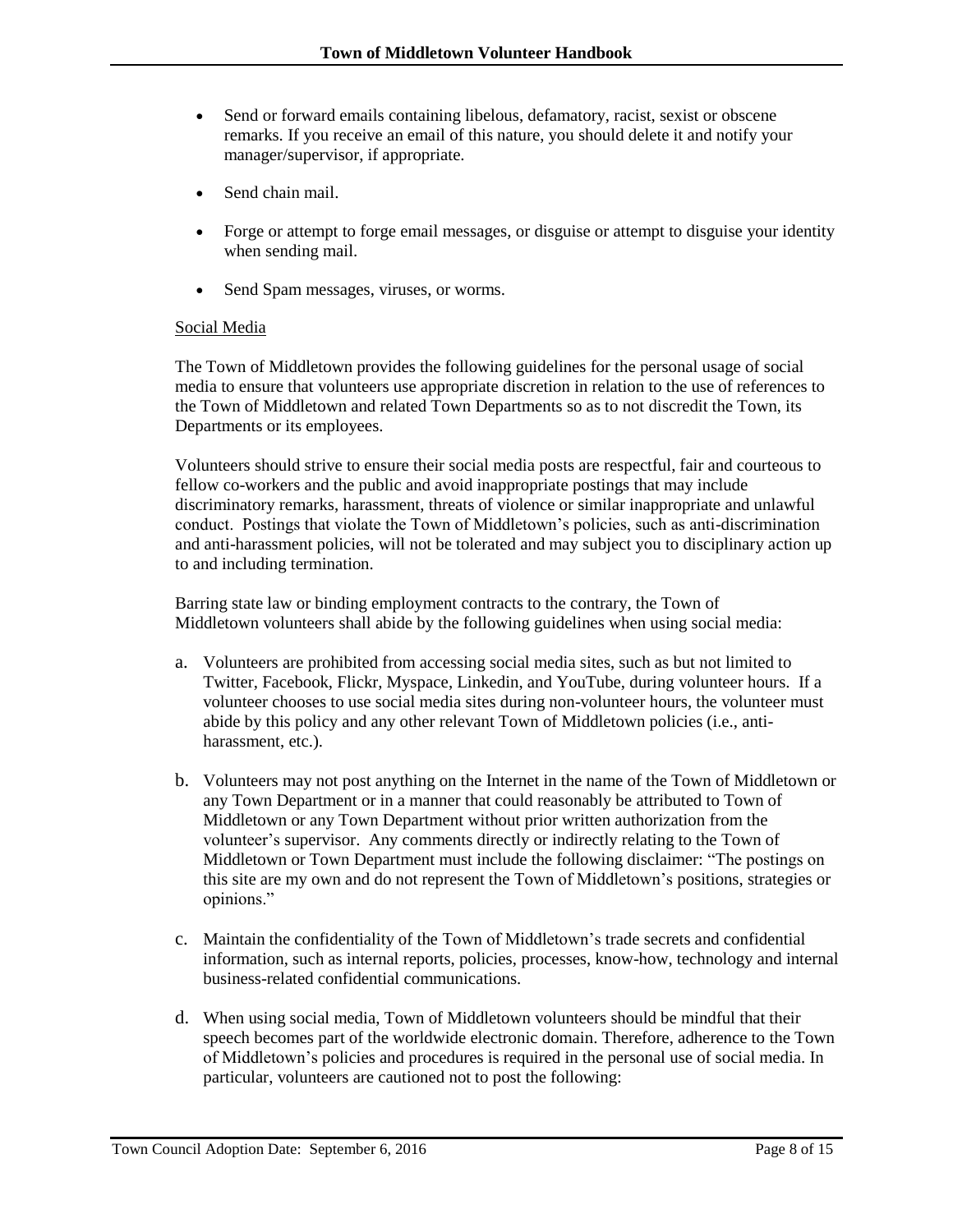- Send or forward emails containing libelous, defamatory, racist, sexist or obscene remarks. If you receive an email of this nature, you should delete it and notify your manager/supervisor, if appropriate.
- Send chain mail.
- Forge or attempt to forge email messages, or disguise or attempt to disguise your identity when sending mail.
- Send Spam messages, viruses, or worms.

Social Media

The Town of Middletown provides the following guidelines for the personal usage of social media to ensure that volunteers use appropriate discretion in relation to the use of references to the Town of Middletown and related Town Departments so as to not discredit the Town, its Departments or its employees.

Volunteers should strive to ensure their social media posts are respectful, fair and courteous to fellow co-workers and the public and avoid inappropriate postings that may include discriminatory remarks, harassment, threats of violence or similar inappropriate and unlawful conduct. Postings that violate the Town of Middletown's policies, such as anti-discrimination and anti-harassment policies, will not be tolerated and may subject you to disciplinary action up to and including termination.

Barring state law or binding employment contracts to the contrary, the Town of Middletown volunteers shall abide by the following guidelines when using social media:

a. Volunteers are prohibited from accessing social media sites, such as but not limited to Twitter, Facebook, Flickr, Myspace, Linkedin, and YouTube, during volunteer hours. If a volunteer chooses to use social media sites during non-volunteer hours, the volunteer must abide by this policy and any other relevant Town of Middletown policies (i.e., anti-harassment, etc.).

b. Volunteers may not post anything on the Internet in the name of the Town of Middletown or any Town Department or in a manner that could reasonably be attributed to Town of Middletown or any Town Department without prior written authorization from the volunteer's supervisor. Any comments directly or indirectly relating to the Town of Middletown or Town Department must include the following disclaimer: "The postings on this site are my own and do not represent the Town of Middletown's positions, strategies or opinions."

c. Maintain the confidentiality of the Town of Middletown's trade secrets and confidential information, such as internal reports, policies, processes, know-how, technology and internal business-related confidential communications.

d. When using social media, Town of Middletown volunteers should be mindful that their speech becomes part of the worldwide electronic domain. Therefore, adherence to the Town of Middletown's policies and procedures is required in the personal use of social media. In particular, volunteers are cautioned not to post the following: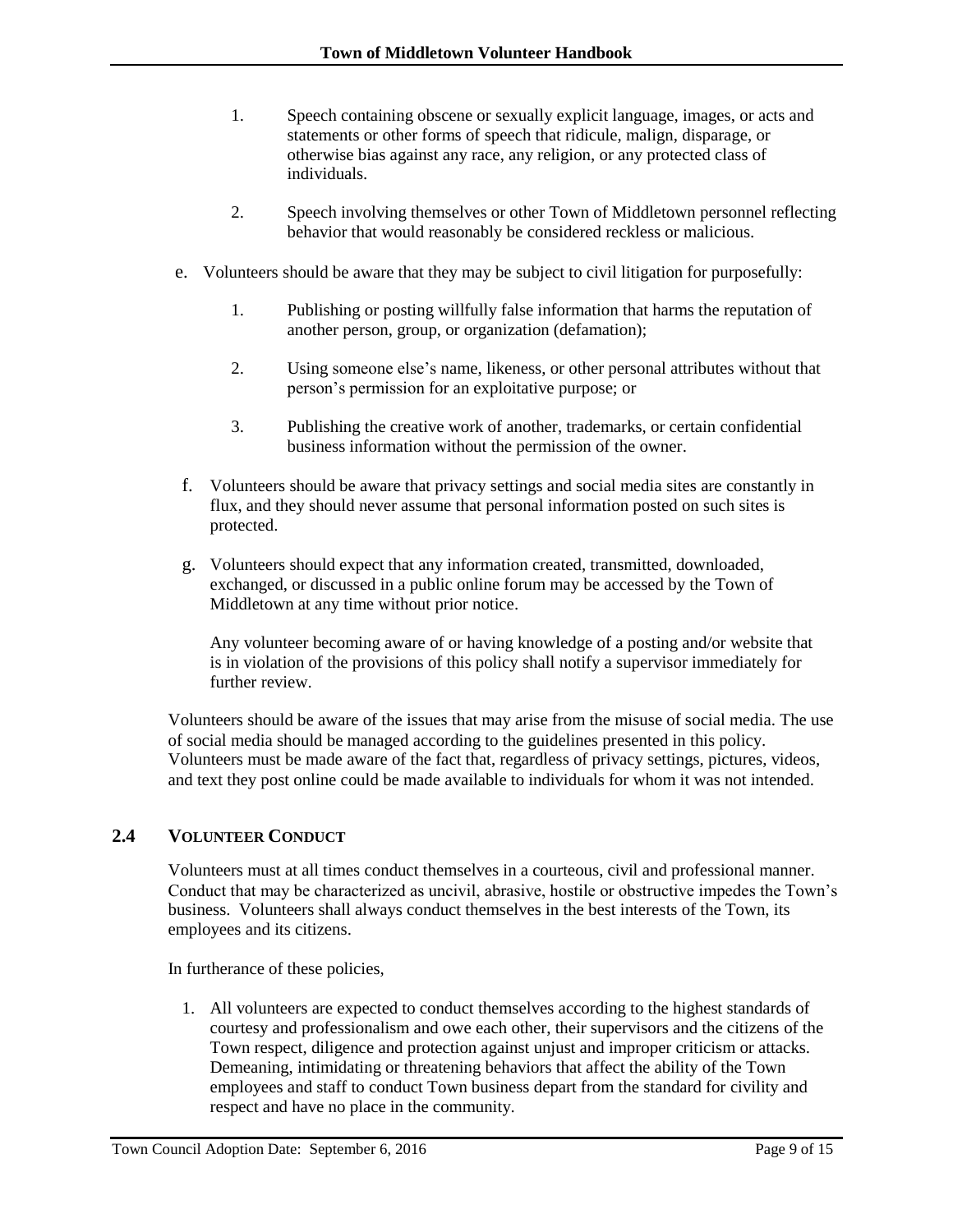1. Speech containing obscene or sexually explicit language, images, or acts and statements or other forms of speech that ridicule, malign, disparage, or otherwise bias against any race, any religion, or any protected class of individuals.

2. Speech involving themselves or other Town of Middletown personnel reflecting behavior that would reasonably be considered reckless or malicious.

e. Volunteers should be aware that they may be subject to civil litigation for purposefully:

1. Publishing or posting willfully false information that harms the reputation of another person, group, or organization (defamation);

2. Using someone else's name, likeness, or other personal attributes without that person's permission for an exploitative purpose; or

3. Publishing the creative work of another, trademarks, or certain confidential business information without the permission of the owner.

f. Volunteers should be aware that privacy settings and social media sites are constantly in flux, and they should never assume that personal information posted on such sites is protected.

g. Volunteers should expect that any information created, transmitted, downloaded, exchanged, or discussed in a public online forum may be accessed by the Town of Middletown at any time without prior notice.

Any volunteer becoming aware of or having knowledge of a posting and/or website that is in violation of the provisions of this policy shall notify a supervisor immediately for further review.

Volunteers should be aware of the issues that may arise from the misuse of social media. The use of social media should be managed according to the guidelines presented in this policy. Volunteers must be made aware of the fact that, regardless of privacy settings, pictures, videos, and text they post online could be made available to individuals for whom it was not intended.

## 2.4 VOLUNTEER CONDUCT

Volunteers must at all times conduct themselves in a courteous, civil and professional manner. Conduct that may be characterized as uncivil, abrasive, hostile or obstructive impedes the Town's business. Volunteers shall always conduct themselves in the best interests of the Town, its employees and its citizens.

In furtherance of these policies,

1. All volunteers are expected to conduct themselves according to the highest standards of courtesy and professionalism and owe each other, their supervisors and the citizens of the Town respect, diligence and protection against unjust and improper criticism or attacks. Demeaning, intimidating or threatening behaviors that affect the ability of the Town employees and staff to conduct Town business depart from the standard for civility and respect and have no place in the community.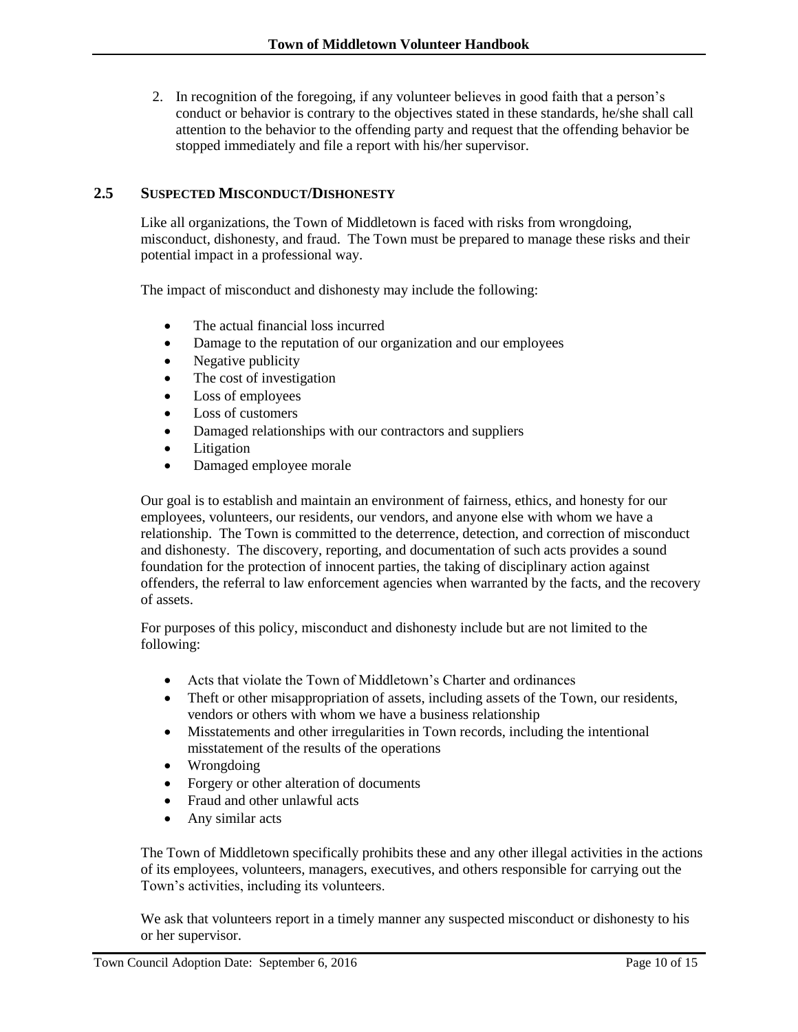2. In recognition of the foregoing, if any volunteer believes in good faith that a person's conduct or behavior is contrary to the objectives stated in these standards, he/she shall call attention to the behavior to the offending party and request that the offending behavior be stopped immediately and file a report with his/her supervisor.

## 2.5 Suspected Misconduct/Dishonesty

Like all organizations, the Town of Middletown is faced with risks from wrongdoing, misconduct, dishonesty, and fraud. The Town must be prepared to manage these risks and their potential impact in a professional way.

The impact of misconduct and dishonesty may include the following:

- The actual financial loss incurred
- Damage to the reputation of our organization and our employees
- Negative publicity
- The cost of investigation
- Loss of employees
- Loss of customers
- Damaged relationships with our contractors and suppliers
- Litigation
- Damaged employee morale

Our goal is to establish and maintain an environment of fairness, ethics, and honesty for our employees, volunteers, our residents, our vendors, and anyone else with whom we have a relationship. The Town is committed to the deterrence, detection, and correction of misconduct and dishonesty. The discovery, reporting, and documentation of such acts provides a sound foundation for the protection of innocent parties, the taking of disciplinary action against offenders, the referral to law enforcement agencies when warranted by the facts, and the recovery of assets.

For purposes of this policy, misconduct and dishonesty include but are not limited to the following:

- Acts that violate the Town of Middletown's Charter and ordinances
- Theft or other misappropriation of assets, including assets of the Town, our residents, vendors or others with whom we have a business relationship
- Misstatements and other irregularities in Town records, including the intentional misstatement of the results of the operations
- Wrongdoing
- Forgery or other alteration of documents
- Fraud and other unlawful acts
- Any similar acts

The Town of Middletown specifically prohibits these and any other illegal activities in the actions of its employees, volunteers, managers, executives, and others responsible for carrying out the Town's activities, including its volunteers.

We ask that volunteers report in a timely manner any suspected misconduct or dishonesty to his or her supervisor.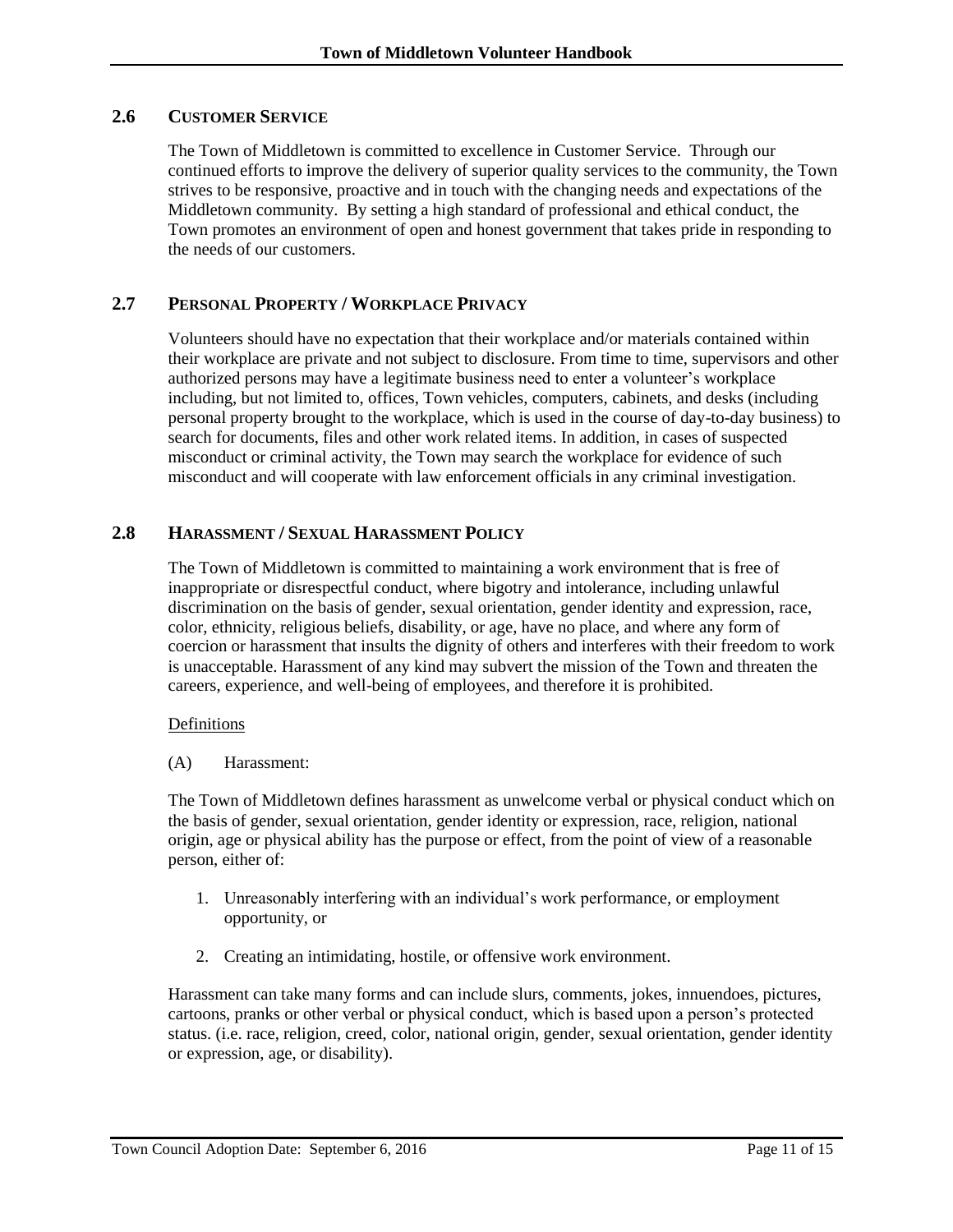## 2.6 CUSTOMER SERVICE

The Town of Middletown is committed to excellence in Customer Service. Through our continued efforts to improve the delivery of superior quality services to the community, the Town strives to be responsive, proactive and in touch with the changing needs and expectations of the Middletown community. By setting a high standard of professional and ethical conduct, the Town promotes an environment of open and honest government that takes pride in responding to the needs of our customers.

## 2.7 PERSONAL PROPERTY / WORKPLACE PRIVACY

Volunteers should have no expectation that their workplace and/or materials contained within their workplace are private and not subject to disclosure. From time to time, supervisors and other authorized persons may have a legitimate business need to enter a volunteer's workplace including, but not limited to, offices, Town vehicles, computers, cabinets, and desks (including personal property brought to the workplace, which is used in the course of day-to-day business) to search for documents, files and other work related items. In addition, in cases of suspected misconduct or criminal activity, the Town may search the workplace for evidence of such misconduct and will cooperate with law enforcement officials in any criminal investigation.

## 2.8 HARASSMENT / SEXUAL HARASSMENT POLICY

The Town of Middletown is committed to maintaining a work environment that is free of inappropriate or disrespectful conduct, where bigotry and intolerance, including unlawful discrimination on the basis of gender, sexual orientation, gender identity and expression, race, color, ethnicity, religious beliefs, disability, or age, have no place, and where any form of coercion or harassment that insults the dignity of others and interferes with their freedom to work is unacceptable. Harassment of any kind may subvert the mission of the Town and threaten the careers, experience, and well-being of employees, and therefore it is prohibited.

Definitions

(A) Harassment:

The Town of Middletown defines harassment as unwelcome verbal or physical conduct which on the basis of gender, sexual orientation, gender identity or expression, race, religion, national origin, age or physical ability has the purpose or effect, from the point of view of a reasonable person, either of:

1. Unreasonably interfering with an individual's work performance, or employment opportunity, or
2. Creating an intimidating, hostile, or offensive work environment.

Harassment can take many forms and can include slurs, comments, jokes, innuendoes, pictures, cartoons, pranks or other verbal or physical conduct, which is based upon a person's protected status. (i.e. race, religion, creed, color, national origin, gender, sexual orientation, gender identity or expression, age, or disability).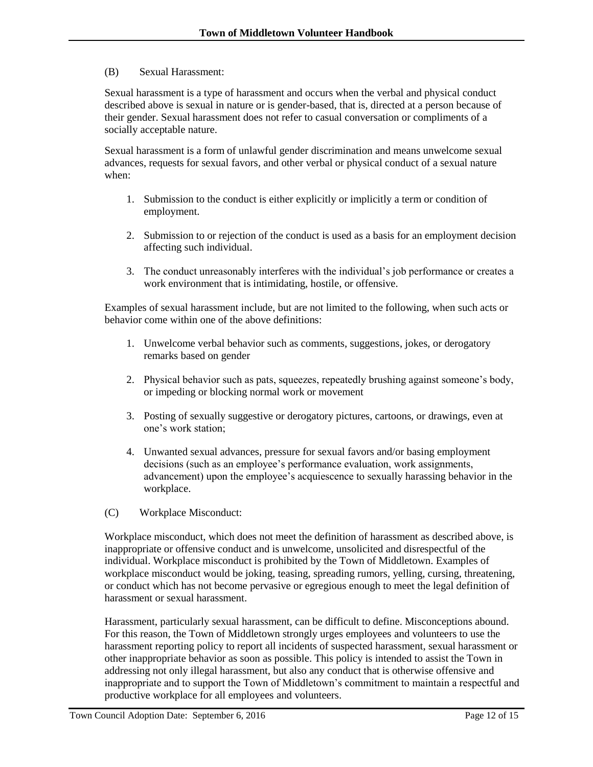(B) Sexual Harassment:

Sexual harassment is a type of harassment and occurs when the verbal and physical conduct described above is sexual in nature or is gender-based, that is, directed at a person because of their gender. Sexual harassment does not refer to casual conversation or compliments of a socially acceptable nature.

Sexual harassment is a form of unlawful gender discrimination and means unwelcome sexual advances, requests for sexual favors, and other verbal or physical conduct of a sexual nature when:

1. Submission to the conduct is either explicitly or implicitly a term or condition of employment.
2. Submission to or rejection of the conduct is used as a basis for an employment decision affecting such individual.
3. The conduct unreasonably interferes with the individual's job performance or creates a work environment that is intimidating, hostile, or offensive.

Examples of sexual harassment include, but are not limited to the following, when such acts or behavior come within one of the above definitions:

1. Unwelcome verbal behavior such as comments, suggestions, jokes, or derogatory remarks based on gender
2. Physical behavior such as pats, squeezes, repeatedly brushing against someone's body, or impeding or blocking normal work or movement
3. Posting of sexually suggestive or derogatory pictures, cartoons, or drawings, even at one's work station;
4. Unwanted sexual advances, pressure for sexual favors and/or basing employment decisions (such as an employee's performance evaluation, work assignments, advancement) upon the employee's acquiescence to sexually harassing behavior in the workplace.

(C) Workplace Misconduct:

Workplace misconduct, which does not meet the definition of harassment as described above, is inappropriate or offensive conduct and is unwelcome, unsolicited and disrespectful of the individual. Workplace misconduct is prohibited by the Town of Middletown. Examples of workplace misconduct would be joking, teasing, spreading rumors, yelling, cursing, threatening, or conduct which has not become pervasive or egregious enough to meet the legal definition of harassment or sexual harassment.

Harassment, particularly sexual harassment, can be difficult to define. Misconceptions abound. For this reason, the Town of Middletown strongly urges employees and volunteers to use the harassment reporting policy to report all incidents of suspected harassment, sexual harassment or other inappropriate behavior as soon as possible. This policy is intended to assist the Town in addressing not only illegal harassment, but also any conduct that is otherwise offensive and inappropriate and to support the Town of Middletown's commitment to maintain a respectful and productive workplace for all employees and volunteers.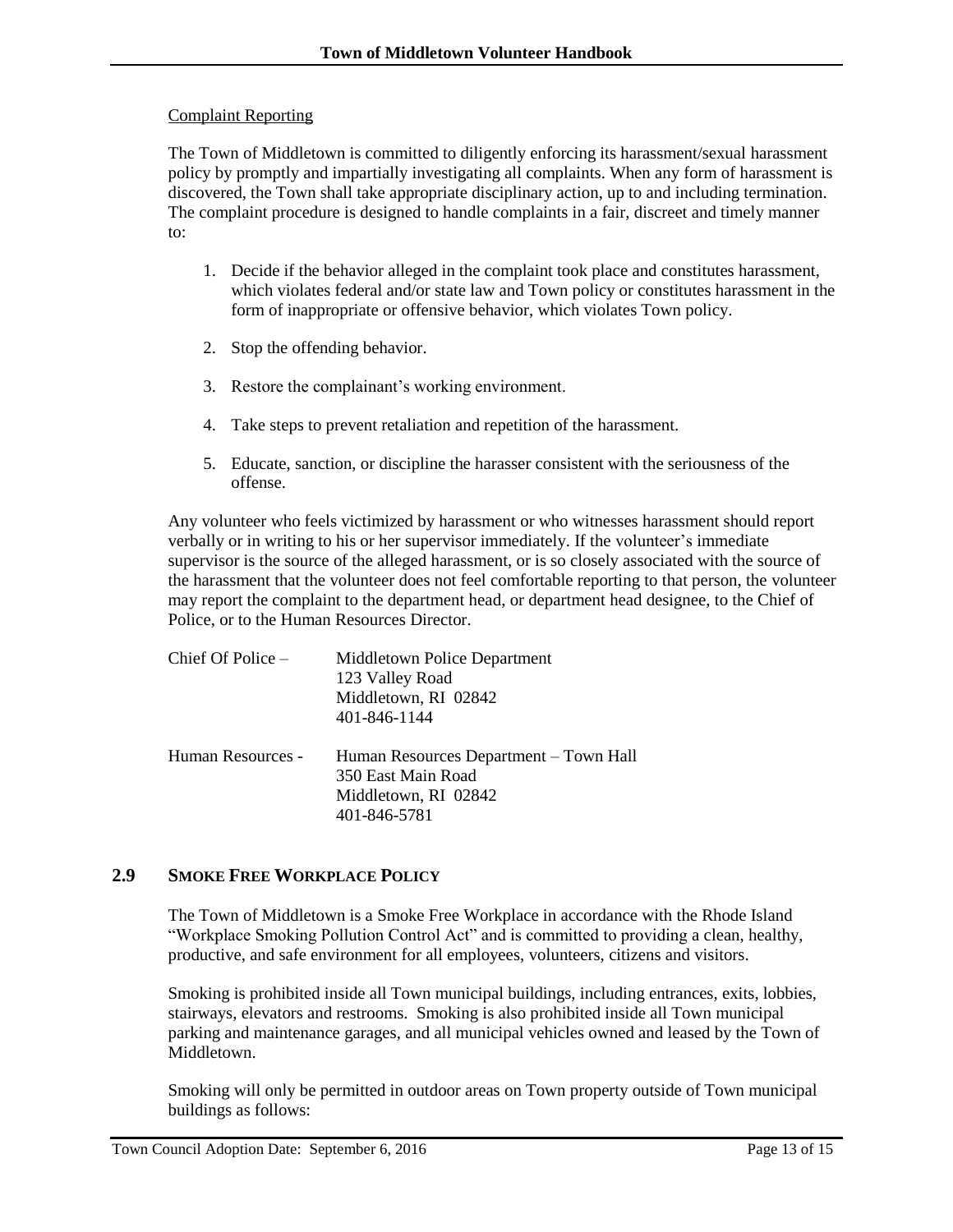Complaint Reporting

The Town of Middletown is committed to diligently enforcing its harassment/sexual harassment policy by promptly and impartially investigating all complaints. When any form of harassment is discovered, the Town shall take appropriate disciplinary action, up to and including termination. The complaint procedure is designed to handle complaints in a fair, discreet and timely manner to:

1. Decide if the behavior alleged in the complaint took place and constitutes harassment, which violates federal and/or state law and Town policy or constitutes harassment in the form of inappropriate or offensive behavior, which violates Town policy.
2. Stop the offending behavior.
3. Restore the complainant's working environment.
4. Take steps to prevent retaliation and repetition of the harassment.
5. Educate, sanction, or discipline the harasser consistent with the seriousness of the offense.

Any volunteer who feels victimized by harassment or who witnesses harassment should report verbally or in writing to his or her supervisor immediately. If the volunteer's immediate supervisor is the source of the alleged harassment, or is so closely associated with the source of the harassment that the volunteer does not feel comfortable reporting to that person, the volunteer may report the complaint to the department head, or department head designee, to the Chief of Police, or to the Human Resources Director.

Chief Of Police – Middletown Police Department
123 Valley Road
Middletown, RI 02842
401-846-1144

Human Resources - Human Resources Department – Town Hall
350 East Main Road
Middletown, RI 02842
401-846-5781

## 2.9 SMOKE FREE WORKPLACE POLICY

The Town of Middletown is a Smoke Free Workplace in accordance with the Rhode Island "Workplace Smoking Pollution Control Act" and is committed to providing a clean, healthy, productive, and safe environment for all employees, volunteers, citizens and visitors.

Smoking is prohibited inside all Town municipal buildings, including entrances, exits, lobbies, stairways, elevators and restrooms. Smoking is also prohibited inside all Town municipal parking and maintenance garages, and all municipal vehicles owned and leased by the Town of Middletown.

Smoking will only be permitted in outdoor areas on Town property outside of Town municipal buildings as follows: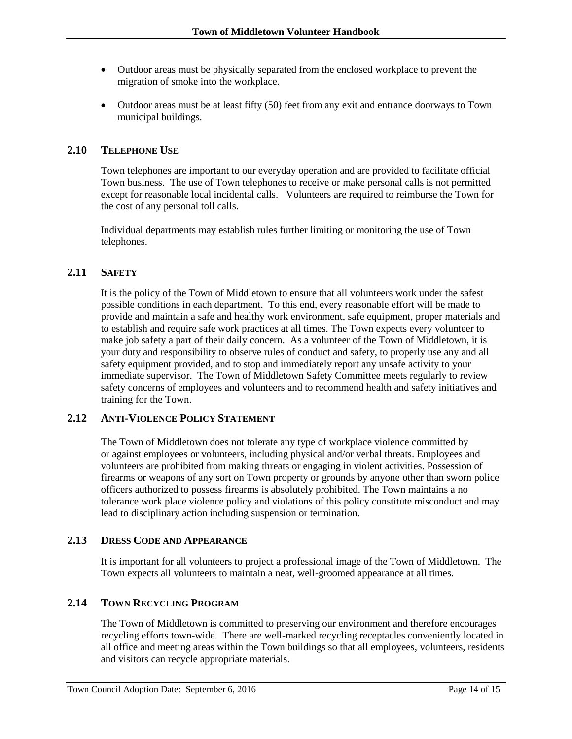- Outdoor areas must be physically separated from the enclosed workplace to prevent the migration of smoke into the workplace.
- Outdoor areas must be at least fifty (50) feet from any exit and entrance doorways to Town municipal buildings.

## 2.10 TELEPHONE USE

Town telephones are important to our everyday operation and are provided to facilitate official Town business. The use of Town telephones to receive or make personal calls is not permitted except for reasonable local incidental calls. Volunteers are required to reimburse the Town for the cost of any personal toll calls.

Individual departments may establish rules further limiting or monitoring the use of Town telephones.

## 2.11 SAFETY

It is the policy of the Town of Middletown to ensure that all volunteers work under the safest possible conditions in each department. To this end, every reasonable effort will be made to provide and maintain a safe and healthy work environment, safe equipment, proper materials and to establish and require safe work practices at all times. The Town expects every volunteer to make job safety a part of their daily concern. As a volunteer of the Town of Middletown, it is your duty and responsibility to observe rules of conduct and safety, to properly use any and all safety equipment provided, and to stop and immediately report any unsafe activity to your immediate supervisor. The Town of Middletown Safety Committee meets regularly to review safety concerns of employees and volunteers and to recommend health and safety initiatives and training for the Town.

## 2.12 ANTI-VIOLENCE POLICY STATEMENT

The Town of Middletown does not tolerate any type of workplace violence committed by or against employees or volunteers, including physical and/or verbal threats. Employees and volunteers are prohibited from making threats or engaging in violent activities. Possession of firearms or weapons of any sort on Town property or grounds by anyone other than sworn police officers authorized to possess firearms is absolutely prohibited. The Town maintains a no tolerance work place violence policy and violations of this policy constitute misconduct and may lead to disciplinary action including suspension or termination.

## 2.13 DRESS CODE AND APPEARANCE

It is important for all volunteers to project a professional image of the Town of Middletown. The Town expects all volunteers to maintain a neat, well-groomed appearance at all times.

## 2.14 TOWN RECYCLING PROGRAM

The Town of Middletown is committed to preserving our environment and therefore encourages recycling efforts town-wide. There are well-marked recycling receptacles conveniently located in all office and meeting areas within the Town buildings so that all employees, volunteers, residents and visitors can recycle appropriate materials.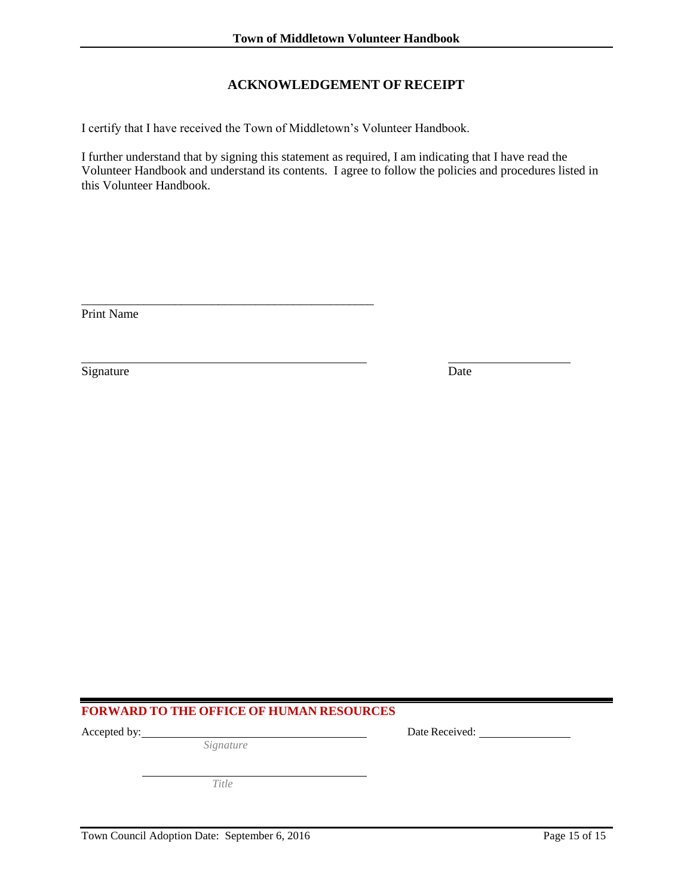# ACKNOWLEDGEMENT OF RECEIPT

I certify that I have received the Town of Middletown's Volunteer Handbook.

I further understand that by signing this statement as required, I am indicating that I have read the Volunteer Handbook and understand its contents. I agree to follow the policies and procedures listed in this Volunteer Handbook.

\_\_\_\_\_\_\_\_\_\_\_\_\_\_\_\_\_\_\_\_\_\_\_\_\_\_\_\_\_\_\_\_\_\_\_\_\_\_\_\_\_\_\_\_\_\_\_\_

Print Name

\_\_\_\_\_\_\_\_\_\_\_\_\_\_\_\_\_\_\_\_\_\_\_\_\_\_\_\_\_\_\_\_\_\_\_\_\_\_\_\_\_\_\_\_\_\_\_\_ \_\_\_\_\_\_\_\_\_\_\_\_\_\_\_\_\_\_\_\_

Signature Date

---

**FORWARD TO THE OFFICE OF HUMAN RESOURCES**

Accepted by: \_\_\_\_\_\_\_\_\_\_\_\_\_\_\_\_\_\_\_\_\_\_\_\_\_\_\_\_\_\_\_\_\_\_\_\_\_\_ Date Received: \_\_\_\_\_\_\_\_\_\_\_\_\_\_\_\_

*Signature*

\_\_\_\_\_\_\_\_\_\_\_\_\_\_\_\_\_\_\_\_\_\_\_\_\_\_\_\_\_\_\_\_\_\_\_\_\_\_

*Title*

Town Council Adoption Date: September 6, 2016